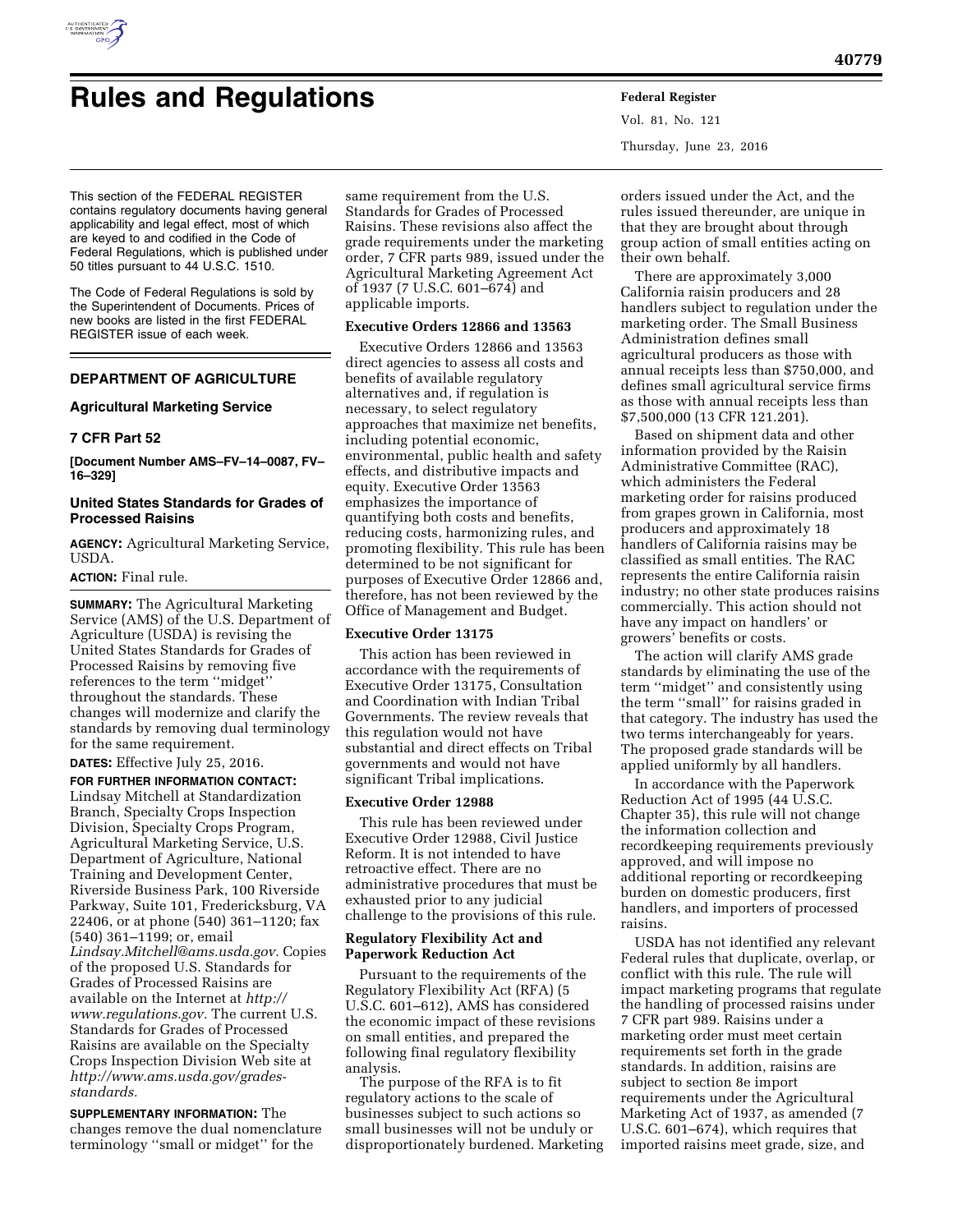# Rules and Regulations

This section of the FEDERAL REGISTER contains regulatory documents having general applicability and legal effect, most of which are keyed to and codified in the Code of Federal Regulations, which is published under 50 titles pursuant to 44 U.S.C. 1510.

The Code of Federal Regulations is sold by the Superintendent of Documents. Prices of new books are listed in the first FEDERAL REGISTER issue of each week.

## DEPARTMENT OF AGRICULTURE

### Agricultural Marketing Service

### 7 CFR Part 52

**[Document Number AMS–FV–14–0087, FV–16–329]**

### United States Standards for Grades of Processed Raisins

**AGENCY:** Agricultural Marketing Service, USDA.

**ACTION:** Final rule.

**SUMMARY:** The Agricultural Marketing Service (AMS) of the U.S. Department of Agriculture (USDA) is revising the United States Standards for Grades of Processed Raisins by removing five references to the term ''midget'' throughout the standards. These changes will modernize and clarify the standards by removing dual terminology for the same requirement.

**DATES:** Effective July 25, 2016.

**FOR FURTHER INFORMATION CONTACT:** Lindsay Mitchell at Standardization Branch, Specialty Crops Inspection Division, Specialty Crops Program, Agricultural Marketing Service, U.S. Department of Agriculture, National Training and Development Center, Riverside Business Park, 100 Riverside Parkway, Suite 101, Fredericksburg, VA 22406, or at phone (540) 361–1120; fax (540) 361–1199; or, email *Lindsay.Mitchell@ams.usda.gov.* Copies of the proposed U.S. Standards for Grades of Processed Raisins are available on the Internet at *http://www.regulations.gov.* The current U.S. Standards for Grades of Processed Raisins are available on the Specialty Crops Inspection Division Web site at *http://www.ams.usda.gov/grades-standards.*

**SUPPLEMENTARY INFORMATION:** The changes remove the dual nomenclature terminology ''small or midget'' for the same requirement from the U.S. Standards for Grades of Processed Raisins. These revisions also affect the grade requirements under the marketing order, 7 CFR parts 989, issued under the Agricultural Marketing Agreement Act of 1937 (7 U.S.C. 601–674) and applicable imports.

#### Executive Orders 12866 and 13563

Executive Orders 12866 and 13563 direct agencies to assess all costs and benefits of available regulatory alternatives and, if regulation is necessary, to select regulatory approaches that maximize net benefits, including potential economic, environmental, public health and safety effects, and distributive impacts and equity. Executive Order 13563 emphasizes the importance of quantifying both costs and benefits, reducing costs, harmonizing rules, and promoting flexibility. This rule has been determined to be not significant for purposes of Executive Order 12866 and, therefore, has not been reviewed by the Office of Management and Budget.

#### Executive Order 13175

This action has been reviewed in accordance with the requirements of Executive Order 13175, Consultation and Coordination with Indian Tribal Governments. The review reveals that this regulation would not have substantial and direct effects on Tribal governments and would not have significant Tribal implications.

#### Executive Order 12988

This rule has been reviewed under Executive Order 12988, Civil Justice Reform. It is not intended to have retroactive effect. There are no administrative procedures that must be exhausted prior to any judicial challenge to the provisions of this rule.

#### Regulatory Flexibility Act and Paperwork Reduction Act

Pursuant to the requirements of the Regulatory Flexibility Act (RFA) (5 U.S.C. 601–612), AMS has considered the economic impact of these revisions on small entities, and prepared the following final regulatory flexibility analysis.

The purpose of the RFA is to fit regulatory actions to the scale of businesses subject to such actions so small businesses will not be unduly or disproportionately burdened. Marketing orders issued under the Act, and the rules issued thereunder, are unique in that they are brought about through group action of small entities acting on their own behalf.

There are approximately 3,000 California raisin producers and 28 handlers subject to regulation under the marketing order. The Small Business Administration defines small agricultural producers as those with annual receipts less than $750,000, and defines small agricultural service firms as those with annual receipts less than $7,500,000 (13 CFR 121.201).

Based on shipment data and other information provided by the Raisin Administrative Committee (RAC), which administers the Federal marketing order for raisins produced from grapes grown in California, most producers and approximately 18 handlers of California raisins may be classified as small entities. The RAC represents the entire California raisin industry; no other state produces raisins commercially. This action should not have any impact on handlers' or growers' benefits or costs.

The action will clarify AMS grade standards by eliminating the use of the term ''midget'' and consistently using the term ''small'' for raisins graded in that category. The industry has used the two terms interchangeably for years. The proposed grade standards will be applied uniformly by all handlers.

In accordance with the Paperwork Reduction Act of 1995 (44 U.S.C. Chapter 35), this rule will not change the information collection and recordkeeping requirements previously approved, and will impose no additional reporting or recordkeeping burden on domestic producers, first handlers, and importers of processed raisins.

USDA has not identified any relevant Federal rules that duplicate, overlap, or conflict with this rule. The rule will impact marketing programs that regulate the handling of processed raisins under 7 CFR part 989. Raisins under a marketing order must meet certain requirements set forth in the grade standards. In addition, raisins are subject to section 8e import requirements under the Agricultural Marketing Act of 1937, as amended (7 U.S.C. 601–674), which requires that imported raisins meet grade, size, and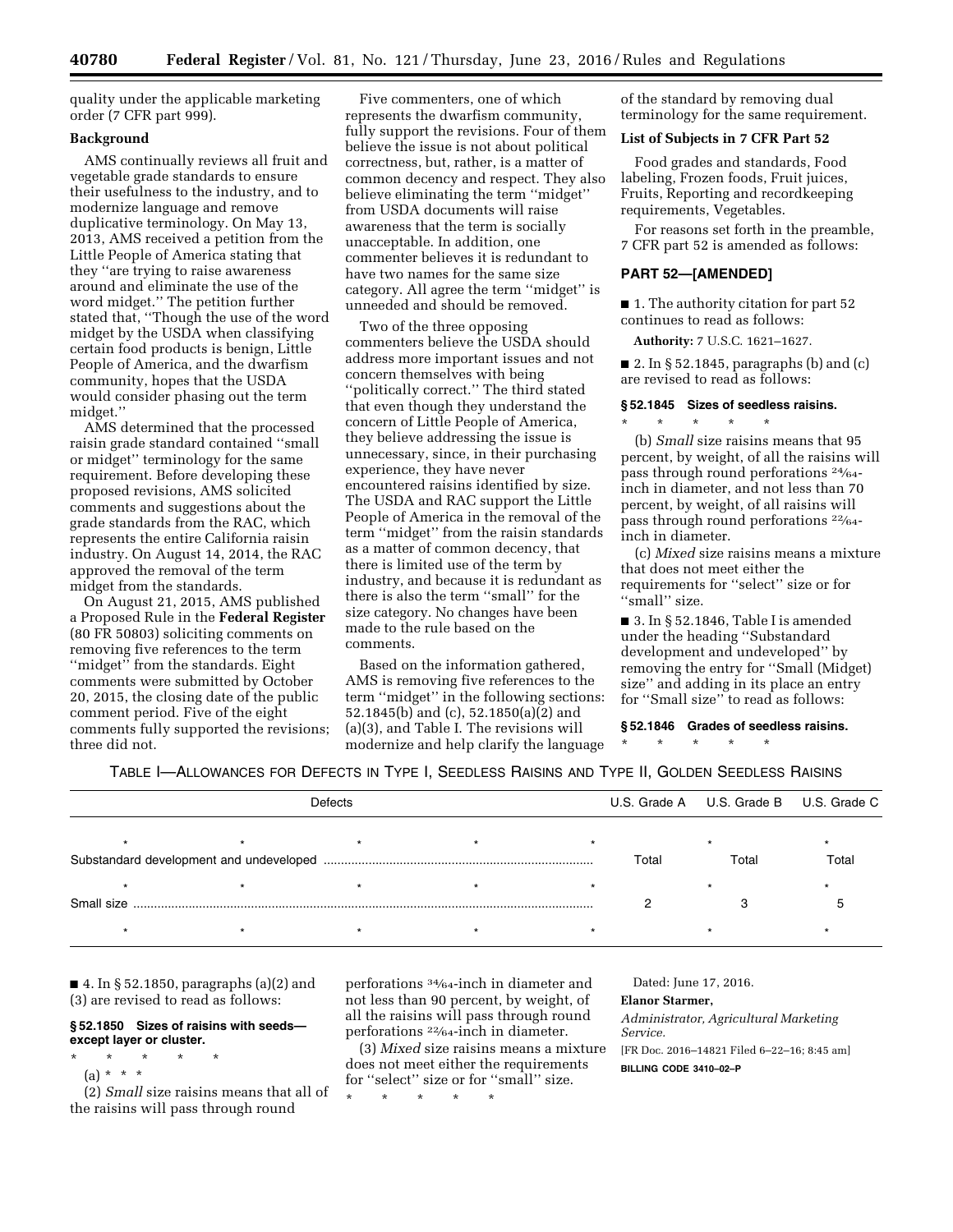quality under the applicable marketing order (7 CFR part 999).

**Background**

AMS continually reviews all fruit and vegetable grade standards to ensure their usefulness to the industry, and to modernize language and remove duplicative terminology. On May 13, 2013, AMS received a petition from the Little People of America stating that they ''are trying to raise awareness around and eliminate the use of the word midget.'' The petition further stated that, ''Though the use of the word midget by the USDA when classifying certain food products is benign, Little People of America, and the dwarfism community, hopes that the USDA would consider phasing out the term midget.''

AMS determined that the processed raisin grade standard contained ''small or midget'' terminology for the same requirement. Before developing these proposed revisions, AMS solicited comments and suggestions about the grade standards from the RAC, which represents the entire California raisin industry. On August 14, 2014, the RAC approved the removal of the term midget from the standards.

On August 21, 2015, AMS published a Proposed Rule in the **Federal Register** (80 FR 50803) soliciting comments on removing five references to the term ''midget'' from the standards. Eight comments were submitted by October 20, 2015, the closing date of the public comment period. Five of the eight comments fully supported the revisions; three did not.

Five commenters, one of which represents the dwarfism community, fully support the revisions. Four of them believe the issue is not about political correctness, but, rather, is a matter of common decency and respect. They also believe eliminating the term ''midget'' from USDA documents will raise awareness that the term is socially unacceptable. In addition, one commenter believes it is redundant to have two names for the same size category. All agree the term ''midget'' is unneeded and should be removed.

Two of the three opposing commenters believe the USDA should address more important issues and not concern themselves with being ''politically correct.'' The third stated that even though they understand the concern of Little People of America, they believe addressing the issue is unnecessary, since, in their purchasing experience, they have never encountered raisins identified by size. The USDA and RAC support the Little People of America in the removal of the term ''midget'' from the raisin standards as a matter of common decency, that there is limited use of the term by industry, and because it is redundant as there is also the term ''small'' for the size category. No changes have been made to the rule based on the comments.

Based on the information gathered, AMS is removing five references to the term ''midget'' in the following sections: 52.1845(b) and (c), 52.1850(a)(2) and (a)(3), and Table I. The revisions will modernize and help clarify the language of the standard by removing dual terminology for the same requirement.

**List of Subjects in 7 CFR Part 52**

Food grades and standards, Food labeling, Frozen foods, Fruit juices, Fruits, Reporting and recordkeeping requirements, Vegetables.

For reasons set forth in the preamble, 7 CFR part 52 is amended as follows:

**PART 52—[AMENDED]**

■ 1. The authority citation for part 52 continues to read as follows:

**Authority:** 7 U.S.C. 1621–1627.

■ 2. In § 52.1845, paragraphs (b) and (c) are revised to read as follows:

**§ 52.1845 Sizes of seedless raisins.**

\* \* \* \* \*

(b) *Small* size raisins means that 95 percent, by weight, of all the raisins will pass through round perforations 24/64-inch in diameter, and not less than 70 percent, by weight, of all raisins will pass through round perforations 22/64-inch in diameter.

(c) *Mixed* size raisins means a mixture that does not meet either the requirements for ''select'' size or for ''small'' size.

■ 3. In § 52.1846, Table I is amended under the heading ''Substandard development and undeveloped'' by removing the entry for ''Small (Midget) size'' and adding in its place an entry for ''Small size'' to read as follows:

**§ 52.1846 Grades of seedless raisins.**

\* \* \* \* \*

TABLE I—ALLOWANCES FOR DEFECTS IN TYPE I, SEEDLESS RAISINS AND TYPE II, GOLDEN SEEDLESS RAISINS

| Defects | U.S. Grade A | U.S. Grade B | U.S. Grade C |
|---|---|---|---|
| \* \* \* \* \* | | \* | \* |
| Substandard development and undeveloped | Total | Total | Total |
| \* \* \* \* \* | | \* | \* |
| Small size | 2 | 3 | 5 |
| \* \* \* \* \* | | \* | \* |

■ 4. In § 52.1850, paragraphs (a)(2) and (3) are revised to read as follows:

**§ 52.1850 Sizes of raisins with seeds—except layer or cluster.**

\* \* \* \* \*

(a) \* \* \*

(2) *Small* size raisins means that all of the raisins will pass through round perforations 34/64-inch in diameter and not less than 90 percent, by weight, of all the raisins will pass through round perforations 22/64-inch in diameter.

(3) *Mixed* size raisins means a mixture does not meet either the requirements for ''select'' size or for ''small'' size.

\* \* \* \* \*

Dated: June 17, 2016.

**Elanor Starmer,**

*Administrator, Agricultural Marketing Service.*

[FR Doc. 2016–14821 Filed 6–22–16; 8:45 am]

**BILLING CODE 3410–02–P**